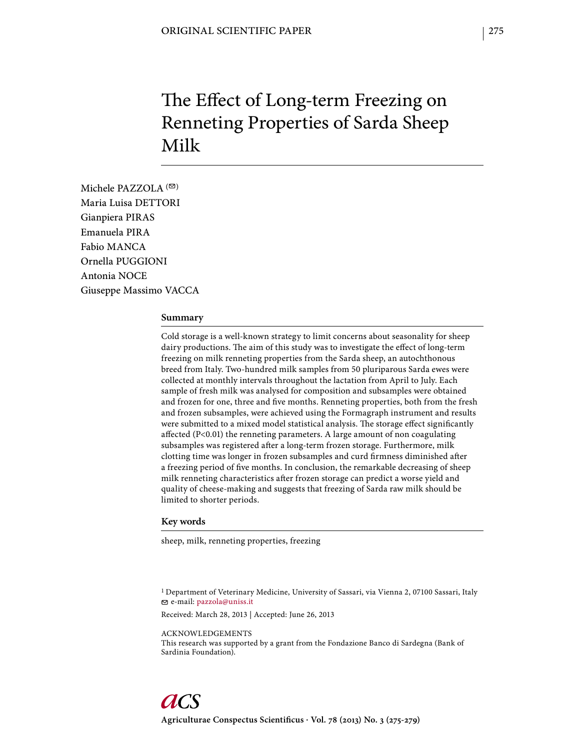ORIGINAL SCIENTIFIC PAPER

# The Effect of Long-term Freezing on Renneting Properties of Sarda Sheep Milk

Michele PAZZOLA (✉)
Maria Luisa DETTORI
Gianpiera PIRAS
Emanuela PIRA
Fabio MANCA
Ornella PUGGIONI
Antonia NOCE
Giuseppe Massimo VACCA

## Summary

Cold storage is a well-known strategy to limit concerns about seasonality for sheep dairy productions. The aim of this study was to investigate the effect of long-term freezing on milk renneting properties from the Sarda sheep, an autochthonous breed from Italy. Two-hundred milk samples from 50 pluriparous Sarda ewes were collected at monthly intervals throughout the lactation from April to July. Each sample of fresh milk was analysed for composition and subsamples were obtained and frozen for one, three and five months. Renneting properties, both from the fresh and frozen subsamples, were achieved using the Formagraph instrument and results were submitted to a mixed model statistical analysis. The storage effect significantly affected ($P<0.01$) the renneting parameters. A large amount of non coagulating subsamples was registered after a long-term frozen storage. Furthermore, milk clotting time was longer in frozen subsamples and curd firmness diminished after a freezing period of five months. In conclusion, the remarkable decreasing of sheep milk renneting characteristics after frozen storage can predict a worse yield and quality of cheese-making and suggests that freezing of Sarda raw milk should be limited to shorter periods.

## Key words

sheep, milk, renneting properties, freezing

[1] Department of Veterinary Medicine, University of Sassari, via Vienna 2, 07100 Sassari, Italy
✉ e-mail: pazzola@uniss.it

Received: March 28, 2013 | Accepted: June 26, 2013

ACKNOWLEDGEMENTS
This research was supported by a grant from the Fondazione Banco di Sardegna (Bank of Sardinia Foundation).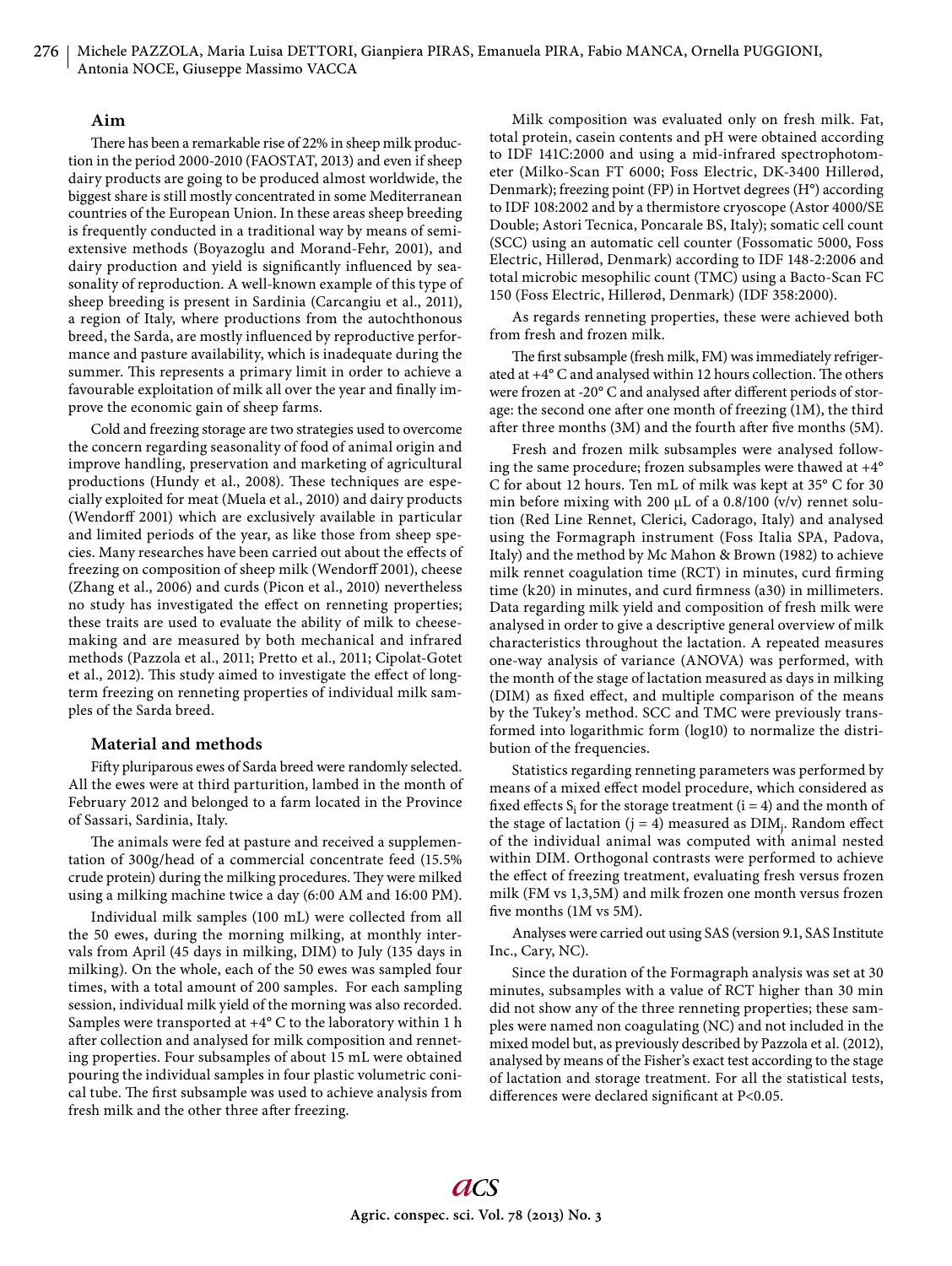## Aim

There has been a remarkable rise of 22% in sheep milk production in the period 2000-2010 (FAOSTAT, 2013) and even if sheep dairy products are going to be produced almost worldwide, the biggest share is still mostly concentrated in some Mediterranean countries of the European Union. In these areas sheep breeding is frequently conducted in a traditional way by means of semi-extensive methods (Boyazoglu and Morand-Fehr, 2001), and dairy production and yield is significantly influenced by seasonality of reproduction. A well-known example of this type of sheep breeding is present in Sardinia (Carcangiu et al., 2011), a region of Italy, where productions from the autochthonous breed, the Sarda, are mostly influenced by reproductive performance and pasture availability, which is inadequate during the summer. This represents a primary limit in order to achieve a favourable exploitation of milk all over the year and finally improve the economic gain of sheep farms.

Cold and freezing storage are two strategies used to overcome the concern regarding seasonality of food of animal origin and improve handling, preservation and marketing of agricultural productions (Hundy et al., 2008). These techniques are especially exploited for meat (Muela et al., 2010) and dairy products (Wendorff 2001) which are exclusively available in particular and limited periods of the year, as like those from sheep species. Many researches have been carried out about the effects of freezing on composition of sheep milk (Wendorff 2001), cheese (Zhang et al., 2006) and curds (Picon et al., 2010) nevertheless no study has investigated the effect on renneting properties; these traits are used to evaluate the ability of milk to cheese-making and are measured by both mechanical and infrared methods (Pazzola et al., 2011; Pretto et al., 2011; Cipolat-Gotet et al., 2012). This study aimed to investigate the effect of long-term freezing on renneting properties of individual milk samples of the Sarda breed.

## Material and methods

Fifty pluriparous ewes of Sarda breed were randomly selected. All the ewes were at third parturition, lambed in the month of February 2012 and belonged to a farm located in the Province of Sassari, Sardinia, Italy.

The animals were fed at pasture and received a supplementation of 300g/head of a commercial concentrate feed (15.5% crude protein) during the milking procedures. They were milked using a milking machine twice a day (6:00 AM and 16:00 PM).

Individual milk samples (100 mL) were collected from all the 50 ewes, during the morning milking, at monthly intervals from April (45 days in milking, DIM) to July (135 days in milking). On the whole, each of the 50 ewes was sampled four times, with a total amount of 200 samples. For each sampling session, individual milk yield of the morning was also recorded. Samples were transported at +4° C to the laboratory within 1 h after collection and analysed for milk composition and renneting properties. Four subsamples of about 15 mL were obtained pouring the individual samples in four plastic volumetric conical tube. The first subsample was used to achieve analysis from fresh milk and the other three after freezing.

Milk composition was evaluated only on fresh milk. Fat, total protein, casein contents and pH were obtained according to IDF 141C:2000 and using a mid-infrared spectrophotometer (Milko-Scan FT 6000; Foss Electric, DK-3400 Hillerød, Denmark); freezing point (FP) in Hortvet degrees (H°) according to IDF 108:2002 and by a thermistore cryoscope (Astor 4000/SE Double; Astori Tecnica, Poncarale BS, Italy); somatic cell count (SCC) using an automatic cell counter (Fossomatic 5000, Foss Electric, Hillerød, Denmark) according to IDF 148-2:2006 and total microbic mesophilic count (TMC) using a Bacto-Scan FC 150 (Foss Electric, Hillerød, Denmark) (IDF 358:2000).

As regards renneting properties, these were achieved both from fresh and frozen milk.

The first subsample (fresh milk, FM) was immediately refrigerated at +4° C and analysed within 12 hours collection. The others were frozen at -20° C and analysed after different periods of storage: the second one after one month of freezing (1M), the third after three months (3M) and the fourth after five months (5M).

Fresh and frozen milk subsamples were analysed following the same procedure; frozen subsamples were thawed at +4° C for about 12 hours. Ten mL of milk was kept at 35° C for 30 min before mixing with 200 µL of a 0.8/100 (v/v) rennet solution (Red Line Rennet, Clerici, Cadorago, Italy) and analysed using the Formagraph instrument (Foss Italia SPA, Padova, Italy) and the method by Mc Mahon & Brown (1982) to achieve milk rennet coagulation time (RCT) in minutes, curd firming time (k20) in minutes, and curd firmness (a30) in millimeters. Data regarding milk yield and composition of fresh milk were analysed in order to give a descriptive general overview of milk characteristics throughout the lactation. A repeated measures one-way analysis of variance (ANOVA) was performed, with the month of the stage of lactation measured as days in milking (DIM) as fixed effect, and multiple comparison of the means by the Tukey's method. SCC and TMC were previously transformed into logarithmic form (log10) to normalize the distribution of the frequencies.

Statistics regarding renneting parameters was performed by means of a mixed effect model procedure, which considered as fixed effects $S_i$ for the storage treatment ($i = 4$) and the month of the stage of lactation ($j = 4$) measured as $DIM_j$. Random effect of the individual animal was computed with animal nested within DIM. Orthogonal contrasts were performed to achieve the effect of freezing treatment, evaluating fresh versus frozen milk (FM vs 1,3,5M) and milk frozen one month versus frozen five months (1M vs 5M).

Analyses were carried out using SAS (version 9.1, SAS Institute Inc., Cary, NC).

Since the duration of the Formagraph analysis was set at 30 minutes, subsamples with a value of RCT higher than 30 min did not show any of the three renneting properties; these samples were named non coagulating (NC) and not included in the mixed model but, as previously described by Pazzola et al. (2012), analysed by means of the Fisher's exact test according to the stage of lactation and storage treatment. For all the statistical tests, differences were declared significant at $P<0.05$.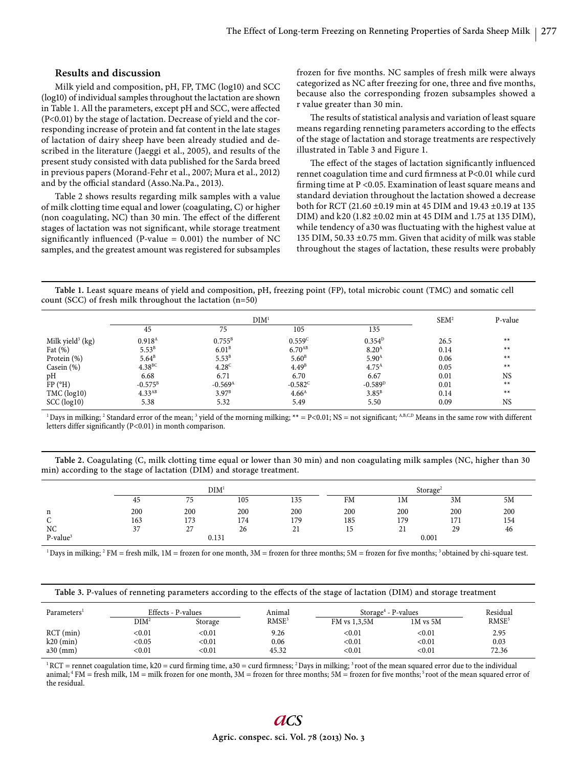## Results and discussion

Milk yield and composition, pH, FP, TMC (log10) and SCC (log10) of individual samples throughout the lactation are shown in Table 1. All the parameters, except pH and SCC, were affected (P<0.01) by the stage of lactation. Decrease of yield and the corresponding increase of protein and fat content in the late stages of lactation of dairy sheep have been already studied and described in the literature (Jaeggi et al., 2005), and results of the present study consisted with data published for the Sarda breed in previous papers (Morand-Fehr et al., 2007; Mura et al., 2012) and by the official standard (Asso.Na.Pa., 2013).

Table 2 shows results regarding milk samples with a value of milk clotting time equal and lower (coagulating, C) or higher (non coagulating, NC) than 30 min. The effect of the different stages of lactation was not significant, while storage treatment significantly influenced (P-value = 0.001) the number of NC samples, and the greatest amount was registered for subsamples frozen for five months. NC samples of fresh milk were always categorized as NC after freezing for one, three and five months, because also the corresponding frozen subsamples showed a r value greater than 30 min.

The results of statistical analysis and variation of least square means regarding renneting parameters according to the effects of the stage of lactation and storage treatments are respectively illustrated in Table 3 and Figure 1.

The effect of the stages of lactation significantly influenced rennet coagulation time and curd firmness at P<0.01 while curd firming time at P <0.05. Examination of least square means and standard deviation throughout the lactation showed a decrease both for RCT (21.60 ±0.19 min at 45 DIM and 19.43 ±0.19 at 135 DIM) and k20 (1.82 ±0.02 min at 45 DIM and 1.75 at 135 DIM), while tendency of a30 was fluctuating with the highest value at 135 DIM, 50.33 ±0.75 mm. Given that acidity of milk was stable throughout the stages of lactation, these results were probably

**Table 1.** Least square means of yield and composition, pH, freezing point (FP), total microbic count (TMC) and somatic cell count (SCC) of fresh milk throughout the lactation (n=50)

| | DIM[1] | | | | SEM[2] | P-value |
|---|---|---|---|---|---|---|
| | 45 | 75 | 105 | 135 | | |
| Milk yield[3] (kg) | $0.918^{A}$ | $0.755^{B}$ | $0.559^{C}$ | $0.354^{D}$ | 26.5 | ** |
| Fat (%) | $5.53^{B}$ | $6.01^{B}$ | $6.70^{AB}$ | $8.20^{A}$ | 0.14 | ** |
| Protein (%) | $5.64^{B}$ | $5.53^{B}$ | $5.60^{B}$ | $5.90^{A}$ | 0.06 | ** |
| Casein (%) | $4.38^{BC}$ | $4.28^{C}$ | $4.49^{B}$ | $4.75^{A}$ | 0.05 | ** |
| pH | 6.68 | 6.71 | 6.70 | 6.67 | 0.01 | NS |
| FP (°H) | $-0.575^{B}$ | $-0.569^{A}$ | $-0.582^{C}$ | $-0.589^{D}$ | 0.01 | ** |
| TMC (log10) | $4.33^{AB}$ | $3.97^{B}$ | $4.66^{A}$ | $3.85^{B}$ | 0.14 | ** |
| SCC (log10) | 5.38 | 5.32 | 5.49 | 5.50 | 0.09 | NS |

[1] Days in milking; [2] Standard error of the mean; [3] yield of the morning milking; ** = P<0.01; NS = not significant; [A,B,C,D] Means in the same row with different letters differ significantly (P<0.01) in month comparison.

**Table 2.** Coagulating (C, milk clotting time equal or lower than 30 min) and non coagulating milk samples (NC, higher than 30 min) according to the stage of lactation (DIM) and storage treatment.

| | DIM[1] | | | | Storage[2] | | | |
|---|---|---|---|---|---|---|---|---|
| | 45 | 75 | 105 | 135 | FM | 1M | 3M | 5M |
| n | 200 | 200 | 200 | 200 | 200 | 200 | 200 | 200 |
| C | 163 | 173 | 174 | 179 | 185 | 179 | 171 | 154 |
| NC | 37 | 27 | 26 | 21 | 15 | 21 | 29 | 46 |
| P-value[3] | 0.131 | | | | 0.001 | | | |

[1] Days in milking; [2] FM = fresh milk, 1M = frozen for one month, 3M = frozen for three months; 5M = frozen for five months; [3] obtained by chi-square test.

**Table 3.** P-values of renneting parameters according to the effects of the stage of lactation (DIM) and storage treatment

| Parameters[1] | Effects - P-values | | Animal | Storage[4] - P-values | | Residual |
|---|---|---|---|---|---|---|
| | DIM[2] | Storage | RMSE[3] | FM vs 1,3,5M | 1M vs 5M | RMSE[5] |
| RCT (min) | <0.01 | <0.01 | 9.26 | <0.01 | <0.01 | 2.95 |
| k20 (min) | <0.05 | <0.01 | 0.06 | <0.01 | <0.01 | 0.03 |
| a30 (mm) | <0.01 | <0.01 | 45.32 | <0.01 | <0.01 | 72.36 |

[1] RCT = rennet coagulation time, k20 = curd firming time, a30 = curd firmness; [2] Days in milking; [3] root of the mean squared error due to the individual animal; [4] FM = fresh milk, 1M = milk frozen for one month, 3M = frozen for three months; 5M = frozen for five months; [5] root of the mean squared error of the residual.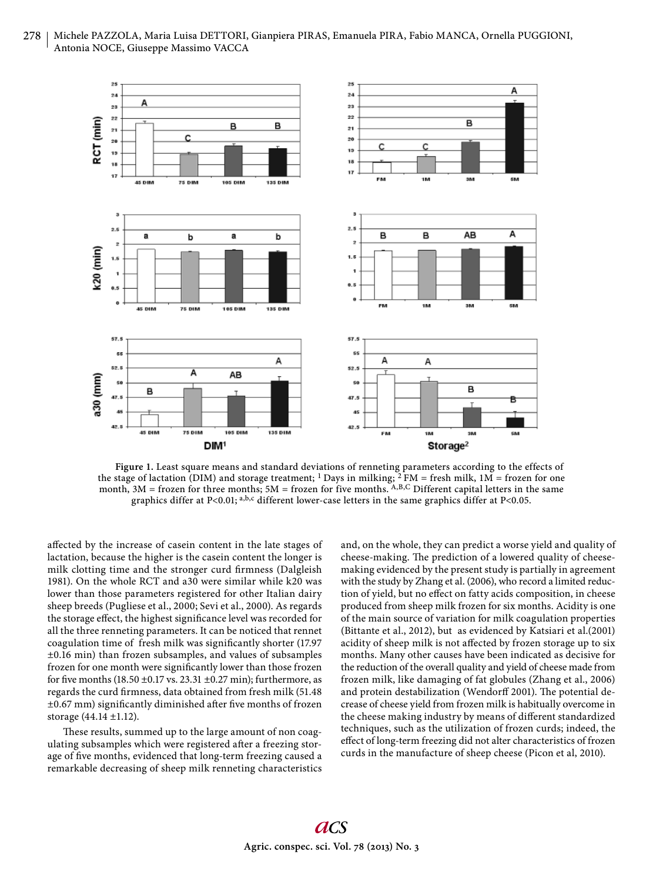Figure 1. Least square means and standard deviations of renneting parameters according to the effects of the stage of lactation (DIM) and storage treatment; [1] Days in milking; [2] FM = fresh milk, 1M = frozen for one month, 3M = frozen for three months; 5M = frozen for five months. [A,B,C] Different capital letters in the same graphics differ at P<0.01; [a,b,c] different lower-case letters in the same graphics differ at P<0.05.

affected by the increase of casein content in the late stages of lactation, because the higher is the casein content the longer is milk clotting time and the stronger curd firmness (Dalgleish 1981). On the whole RCT and a30 were similar while k20 was lower than those parameters registered for other Italian dairy sheep breeds (Pugliese et al., 2000; Sevi et al., 2000). As regards the storage effect, the highest significance level was recorded for all the three renneting parameters. It can be noticed that rennet coagulation time of fresh milk was significantly shorter (17.97 ±0.16 min) than frozen subsamples, and values of subsamples frozen for one month were significantly lower than those frozen for five months (18.50 ±0.17 vs. 23.31 ±0.27 min); furthermore, as regards the curd firmness, data obtained from fresh milk (51.48 ±0.67 mm) significantly diminished after five months of frozen storage (44.14 ±1.12).

These results, summed up to the large amount of non coagulating subsamples which were registered after a freezing storage of five months, evidenced that long-term freezing caused a remarkable decreasing of sheep milk renneting characteristics and, on the whole, they can predict a worse yield and quality of cheese-making. The prediction of a lowered quality of cheese-making evidenced by the present study is partially in agreement with the study by Zhang et al. (2006), who record a limited reduction of yield, but no effect on fatty acids composition, in cheese produced from sheep milk frozen for six months. Acidity is one of the main source of variation for milk coagulation properties (Bittante et al., 2012), but as evidenced by Katsiari et al.(2001) acidity of sheep milk is not affected by frozen storage up to six months. Many other causes have been indicated as decisive for the reduction of the overall quality and yield of cheese made from frozen milk, like damaging of fat globules (Zhang et al., 2006) and protein destabilization (Wendorff 2001). The potential decrease of cheese yield from frozen milk is habitually overcome in the cheese making industry by means of different standardized techniques, such as the utilization of frozen curds; indeed, the effect of long-term freezing did not alter characteristics of frozen curds in the manufacture of sheep cheese (Picon et al, 2010).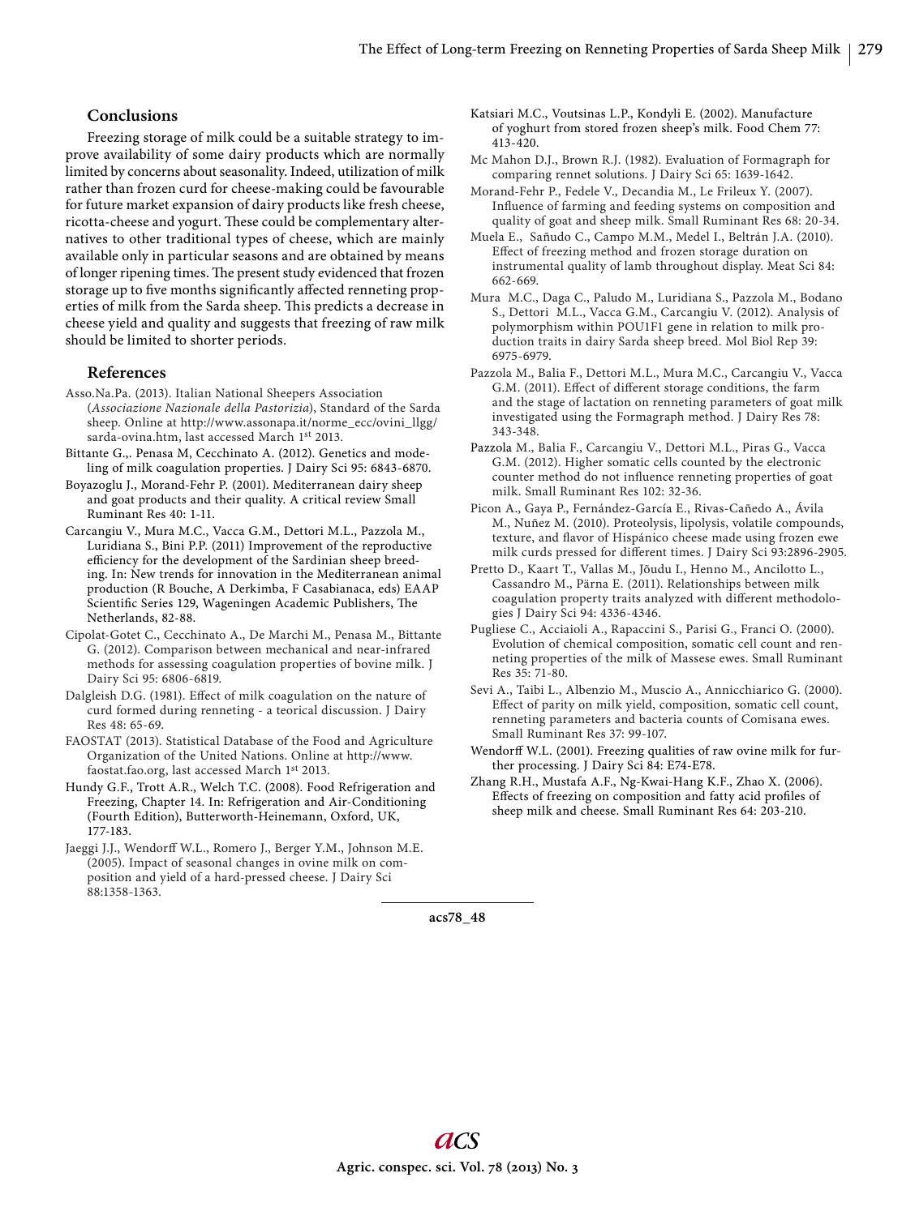## Conclusions

Freezing storage of milk could be a suitable strategy to improve availability of some dairy products which are normally limited by concerns about seasonality. Indeed, utilization of milk rather than frozen curd for cheese-making could be favourable for future market expansion of dairy products like fresh cheese, ricotta-cheese and yogurt. These could be complementary alternatives to other traditional types of cheese, which are mainly available only in particular seasons and are obtained by means of longer ripening times. The present study evidenced that frozen storage up to five months significantly affected renneting properties of milk from the Sarda sheep. This predicts a decrease in cheese yield and quality and suggests that freezing of raw milk should be limited to shorter periods.

## References

Asso.Na.Pa. (2013). Italian National Sheepers Association (*Associazione Nazionale della Pastorizia*), Standard of the Sarda sheep. Online at http://www.assonapa.it/norme_ecc/ovini_llgg/sarda-ovina.htm, last accessed March 1st 2013.

Bittante G.,. Penasa M, Cecchinato A. (2012). Genetics and modeling of milk coagulation properties. J Dairy Sci 95: 6843-6870.

Boyazoglu J., Morand-Fehr P. (2001). Mediterranean dairy sheep and goat products and their quality. A critical review Small Ruminant Res 40: 1-11.

Carcangiu V., Mura M.C., Vacca G.M., Dettori M.L., Pazzola M., Luridiana S., Bini P.P. (2011) Improvement of the reproductive efficiency for the development of the Sardinian sheep breeding. In: New trends for innovation in the Mediterranean animal production (R Bouche, A Derkimba, F Casabianaca, eds) EAAP Scientific Series 129, Wageningen Academic Publishers, The Netherlands, 82-88.

Cipolat-Gotet C., Cecchinato A., De Marchi M., Penasa M., Bittante G. (2012). Comparison between mechanical and near-infrared methods for assessing coagulation properties of bovine milk. J Dairy Sci 95: 6806-6819.

Dalgleish D.G. (1981). Effect of milk coagulation on the nature of curd formed during renneting - a teorical discussion. J Dairy Res 48: 65-69.

FAOSTAT (2013). Statistical Database of the Food and Agriculture Organization of the United Nations. Online at http://www.faostat.fao.org, last accessed March 1st 2013.

Hundy G.F., Trott A.R., Welch T.C. (2008). Food Refrigeration and Freezing, Chapter 14. In: Refrigeration and Air-Conditioning (Fourth Edition), Butterworth-Heinemann, Oxford, UK, 177-183.

Jaeggi J.J., Wendorff W.L., Romero J., Berger Y.M., Johnson M.E. (2005). Impact of seasonal changes in ovine milk on composition and yield of a hard-pressed cheese. J Dairy Sci 88:1358-1363.

Katsiari M.C., Voutsinas L.P., Kondyli E. (2002). Manufacture of yoghurt from stored frozen sheep's milk. Food Chem 77: 413-420.

Mc Mahon D.J., Brown R.J. (1982). Evaluation of Formagraph for comparing rennet solutions. J Dairy Sci 65: 1639-1642.

Morand-Fehr P., Fedele V., Decandia M., Le Frileux Y. (2007). Influence of farming and feeding systems on composition and quality of goat and sheep milk. Small Ruminant Res 68: 20-34.

Muela E., Sañudo C., Campo M.M., Medel I., Beltrán J.A. (2010). Effect of freezing method and frozen storage duration on instrumental quality of lamb throughout display. Meat Sci 84: 662-669.

Mura M.C., Daga C., Paludo M., Luridiana S., Pazzola M., Bodano S., Dettori M.L., Vacca G.M., Carcangiu V. (2012). Analysis of polymorphism within POU1F1 gene in relation to milk production traits in dairy Sarda sheep breed. Mol Biol Rep 39: 6975-6979.

Pazzola M., Balia F., Dettori M.L., Mura M.C., Carcangiu V., Vacca G.M. (2011). Effect of different storage conditions, the farm and the stage of lactation on renneting parameters of goat milk investigated using the Formagraph method. J Dairy Res 78: 343-348.

Pazzola M., Balia F., Carcangiu V., Dettori M.L., Piras G., Vacca G.M. (2012). Higher somatic cells counted by the electronic counter method do not influence renneting properties of goat milk. Small Ruminant Res 102: 32-36.

Picon A., Gaya P., Fernández-García E., Rivas-Cañedo A., Ávila M., Nuñez M. (2010). Proteolysis, lipolysis, volatile compounds, texture, and flavor of Hispánico cheese made using frozen ewe milk curds pressed for different times. J Dairy Sci 93:2896-2905.

Pretto D., Kaart T., Vallas M., Jõudu I., Henno M., Ancilotto L., Cassandro M., Pärna E. (2011). Relationships between milk coagulation property traits analyzed with different methodologies J Dairy Sci 94: 4336-4346.

Pugliese C., Acciaioli A., Rapaccini S., Parisi G., Franci O. (2000). Evolution of chemical composition, somatic cell count and renneting properties of the milk of Massese ewes. Small Ruminant Res 35: 71-80.

Sevi A., Taibi L., Albenzio M., Muscio A., Annicchiarico G. (2000). Effect of parity on milk yield, composition, somatic cell count, renneting parameters and bacteria counts of Comisana ewes. Small Ruminant Res 37: 99-107.

Wendorff W.L. (2001). Freezing qualities of raw ovine milk for further processing. J Dairy Sci 84: E74-E78.

Zhang R.H., Mustafa A.F., Ng-Kwai-Hang K.F., Zhao X. (2006). Effects of freezing on composition and fatty acid profiles of sheep milk and cheese. Small Ruminant Res 64: 203-210.

acs78_48